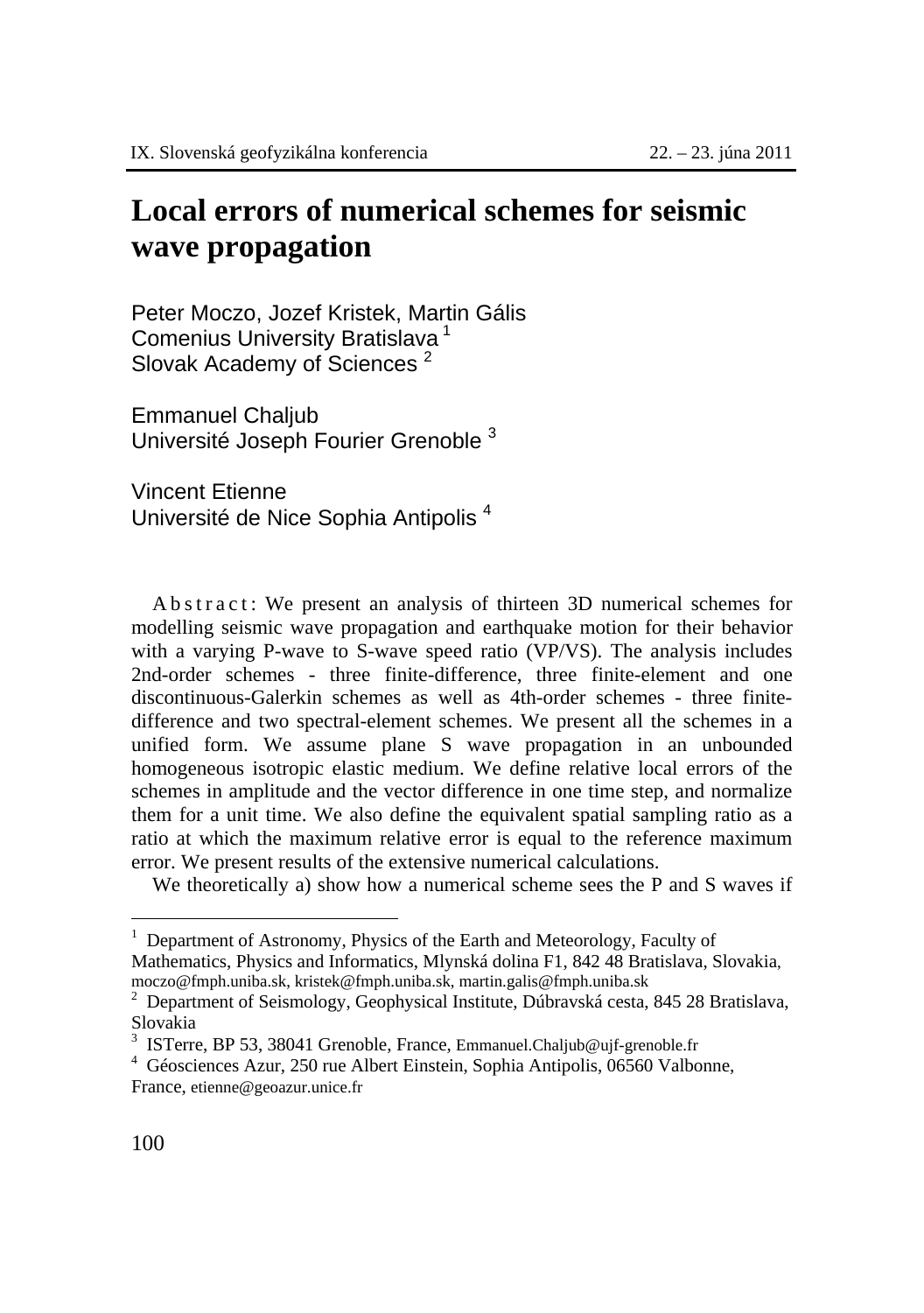# Local errors of numerical schemes for seismic wave propagation

Peter Moczo, Jozef Kristek, Martin Gális
Comenius University Bratislava [1]
Slovak Academy of Sciences [2]

Emmanuel Chaljub
Université Joseph Fourier Grenoble [3]

Vincent Etienne
Université de Nice Sophia Antipolis [4]

A b s t r a c t : We present an analysis of thirteen 3D numerical schemes for modelling seismic wave propagation and earthquake motion for their behavior with a varying P-wave to S-wave speed ratio (VP/VS). The analysis includes 2nd-order schemes - three finite-difference, three finite-element and one discontinuous-Galerkin schemes as well as 4th-order schemes - three finite-difference and two spectral-element schemes. We present all the schemes in a unified form. We assume plane S wave propagation in an unbounded homogeneous isotropic elastic medium. We define relative local errors of the schemes in amplitude and the vector difference in one time step, and normalize them for a unit time. We also define the equivalent spatial sampling ratio as a ratio at which the maximum relative error is equal to the reference maximum error. We present results of the extensive numerical calculations.

We theoretically a) show how a numerical scheme sees the P and S waves if

---

[1] Department of Astronomy, Physics of the Earth and Meteorology, Faculty of Mathematics, Physics and Informatics, Mlynská dolina F1, 842 48 Bratislava, Slovakia, moczo@fmph.uniba.sk, kristek@fmph.uniba.sk, martin.galis@fmph.uniba.sk

[2] Department of Seismology, Geophysical Institute, Dúbravská cesta, 845 28 Bratislava, Slovakia

[3] ISTerre, BP 53, 38041 Grenoble, France, Emmanuel.Chaljub@ujf-grenoble.fr

[4] Géosciences Azur, 250 rue Albert Einstein, Sophia Antipolis, 06560 Valbonne, France, etienne@geoazur.unice.fr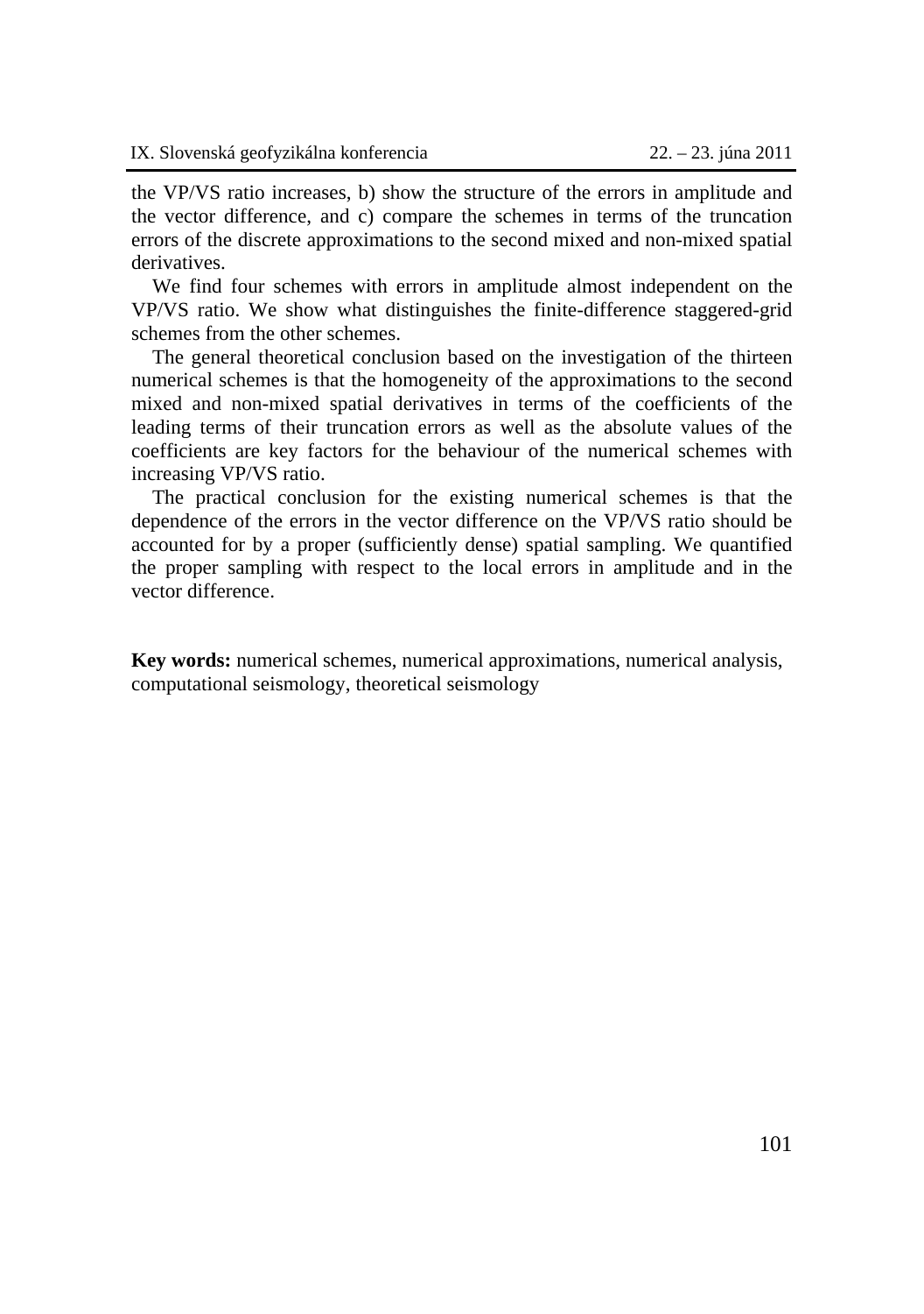the VP/VS ratio increases, b) show the structure of the errors in amplitude and the vector difference, and c) compare the schemes in terms of the truncation errors of the discrete approximations to the second mixed and non-mixed spatial derivatives.

We find four schemes with errors in amplitude almost independent on the VP/VS ratio. We show what distinguishes the finite-difference staggered-grid schemes from the other schemes.

The general theoretical conclusion based on the investigation of the thirteen numerical schemes is that the homogeneity of the approximations to the second mixed and non-mixed spatial derivatives in terms of the coefficients of the leading terms of their truncation errors as well as the absolute values of the coefficients are key factors for the behaviour of the numerical schemes with increasing VP/VS ratio.

The practical conclusion for the existing numerical schemes is that the dependence of the errors in the vector difference on the VP/VS ratio should be accounted for by a proper (sufficiently dense) spatial sampling. We quantified the proper sampling with respect to the local errors in amplitude and in the vector difference.

**Key words:** numerical schemes, numerical approximations, numerical analysis, computational seismology, theoretical seismology